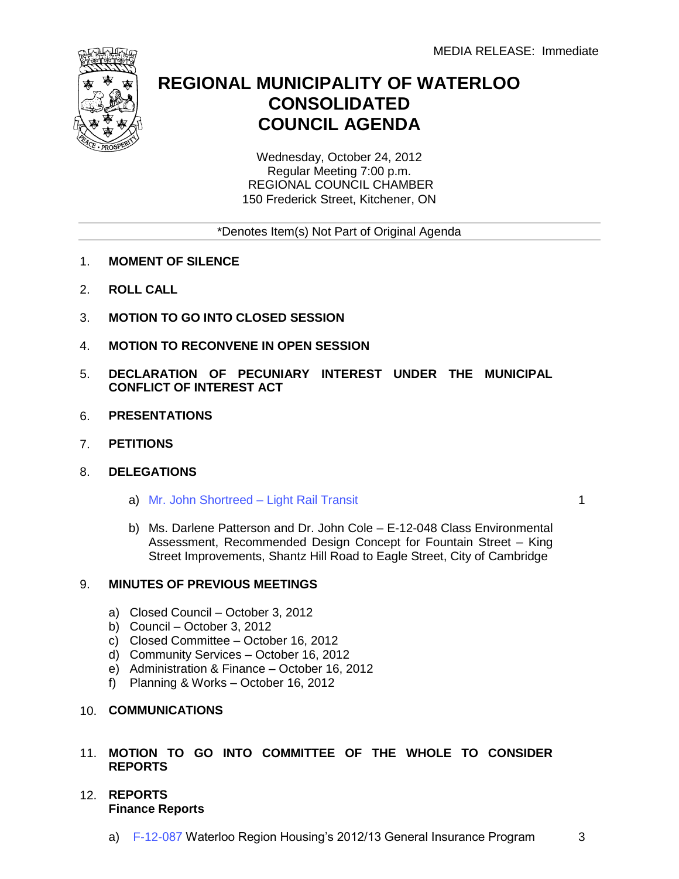MEDIA RELEASE: Immediate

# REGIONAL MUNICIPALITY OF WATERLOO CONSOLIDATED COUNCIL AGENDA

Wednesday, October 24, 2012
Regular Meeting 7:00 p.m.
REGIONAL COUNCIL CHAMBER
150 Frederick Street, Kitchener, ON

*Denotes Item(s) Not Part of Original Agenda

1. **MOMENT OF SILENCE**

2. **ROLL CALL**

3. **MOTION TO GO INTO CLOSED SESSION**

4. **MOTION TO RECONVENE IN OPEN SESSION**

5. **DECLARATION OF PECUNIARY INTEREST UNDER THE MUNICIPAL CONFLICT OF INTEREST ACT**

6. **PRESENTATIONS**

7. **PETITIONS**

8. **DELEGATIONS**

   a) Mr. John Shortreed – Light Rail Transit — 1

   b) Ms. Darlene Patterson and Dr. John Cole – E-12-048 Class Environmental Assessment, Recommended Design Concept for Fountain Street – King Street Improvements, Shantz Hill Road to Eagle Street, City of Cambridge

9. **MINUTES OF PREVIOUS MEETINGS**

   a) Closed Council – October 3, 2012
   b) Council – October 3, 2012
   c) Closed Committee – October 16, 2012
   d) Community Services – October 16, 2012
   e) Administration & Finance – October 16, 2012
   f) Planning & Works – October 16, 2012

10. **COMMUNICATIONS**

11. **MOTION TO GO INTO COMMITTEE OF THE WHOLE TO CONSIDER REPORTS**

12. **REPORTS**
    **Finance Reports**

    a) F-12-087 Waterloo Region Housing's 2012/13 General Insurance Program — 3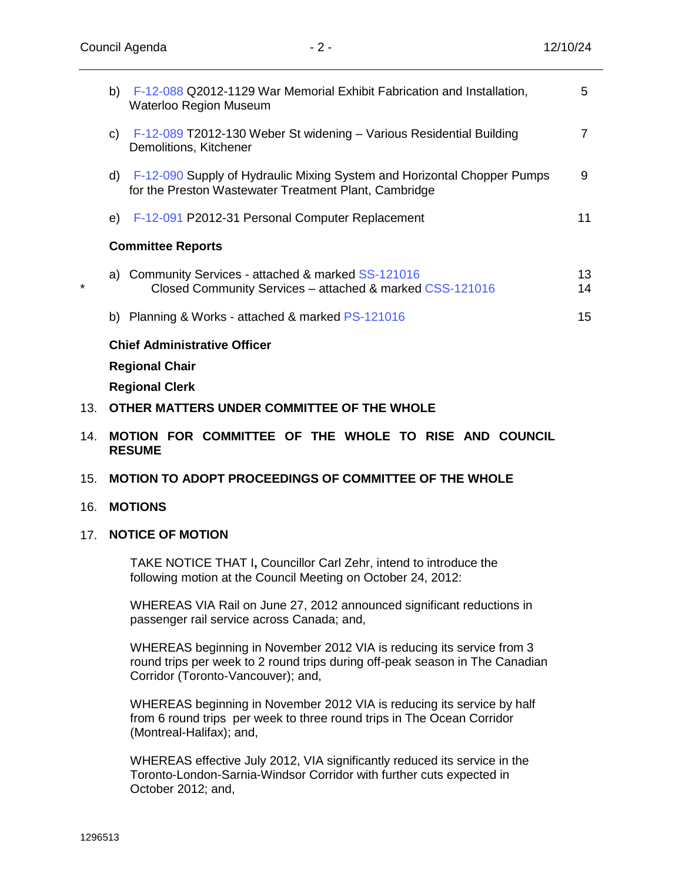b) F-12-088 Q2012-1129 War Memorial Exhibit Fabrication and Installation, Waterloo Region Museum — 5

c) F-12-089 T2012-130 Weber St widening – Various Residential Building Demolitions, Kitchener — 7

d) F-12-090 Supply of Hydraulic Mixing System and Horizontal Chopper Pumps for the Preston Wastewater Treatment Plant, Cambridge — 9

e) F-12-091 P2012-31 Personal Computer Replacement — 11

**Committee Reports**

a) Community Services - attached & marked SS-121016 — 13

\* Closed Community Services – attached & marked CSS-121016 — 14

b) Planning & Works - attached & marked PS-121016 — 15

**Chief Administrative Officer**

**Regional Chair**

**Regional Clerk**

13. **OTHER MATTERS UNDER COMMITTEE OF THE WHOLE**

14. **MOTION FOR COMMITTEE OF THE WHOLE TO RISE AND COUNCIL RESUME**

15. **MOTION TO ADOPT PROCEEDINGS OF COMMITTEE OF THE WHOLE**

16. **MOTIONS**

17. **NOTICE OF MOTION**

TAKE NOTICE THAT I**,** Councillor Carl Zehr, intend to introduce the following motion at the Council Meeting on October 24, 2012:

WHEREAS VIA Rail on June 27, 2012 announced significant reductions in passenger rail service across Canada; and,

WHEREAS beginning in November 2012 VIA is reducing its service from 3 round trips per week to 2 round trips during off-peak season in The Canadian Corridor (Toronto-Vancouver); and,

WHEREAS beginning in November 2012 VIA is reducing its service by half from 6 round trips per week to three round trips in The Ocean Corridor (Montreal-Halifax); and,

WHEREAS effective July 2012, VIA significantly reduced its service in the Toronto-London-Sarnia-Windsor Corridor with further cuts expected in October 2012; and,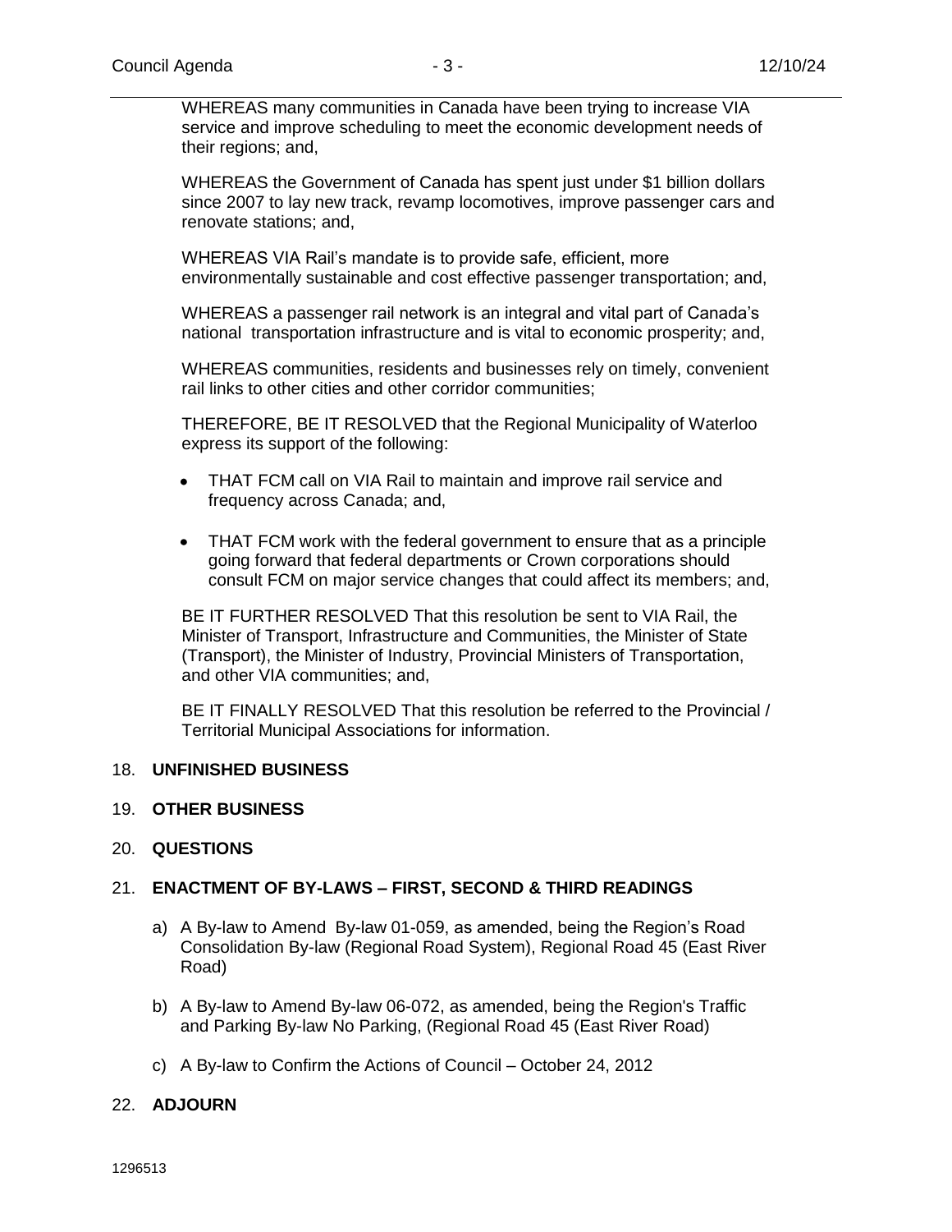WHEREAS many communities in Canada have been trying to increase VIA service and improve scheduling to meet the economic development needs of their regions; and,

WHEREAS the Government of Canada has spent just under $1 billion dollars since 2007 to lay new track, revamp locomotives, improve passenger cars and renovate stations; and,

WHEREAS VIA Rail's mandate is to provide safe, efficient, more environmentally sustainable and cost effective passenger transportation; and,

WHEREAS a passenger rail network is an integral and vital part of Canada's national transportation infrastructure and is vital to economic prosperity; and,

WHEREAS communities, residents and businesses rely on timely, convenient rail links to other cities and other corridor communities;

THEREFORE, BE IT RESOLVED that the Regional Municipality of Waterloo express its support of the following:

- THAT FCM call on VIA Rail to maintain and improve rail service and frequency across Canada; and,
- THAT FCM work with the federal government to ensure that as a principle going forward that federal departments or Crown corporations should consult FCM on major service changes that could affect its members; and,

BE IT FURTHER RESOLVED That this resolution be sent to VIA Rail, the Minister of Transport, Infrastructure and Communities, the Minister of State (Transport), the Minister of Industry, Provincial Ministers of Transportation, and other VIA communities; and,

BE IT FINALLY RESOLVED That this resolution be referred to the Provincial / Territorial Municipal Associations for information.

18. **UNFINISHED BUSINESS**

19. **OTHER BUSINESS**

20. **QUESTIONS**

21. **ENACTMENT OF BY-LAWS – FIRST, SECOND & THIRD READINGS**

    a) A By-law to Amend By-law 01-059, as amended, being the Region's Road Consolidation By-law (Regional Road System), Regional Road 45 (East River Road)

    b) A By-law to Amend By-law 06-072, as amended, being the Region's Traffic and Parking By-law No Parking, (Regional Road 45 (East River Road)

    c) A By-law to Confirm the Actions of Council – October 24, 2012

22. **ADJOURN**

1296513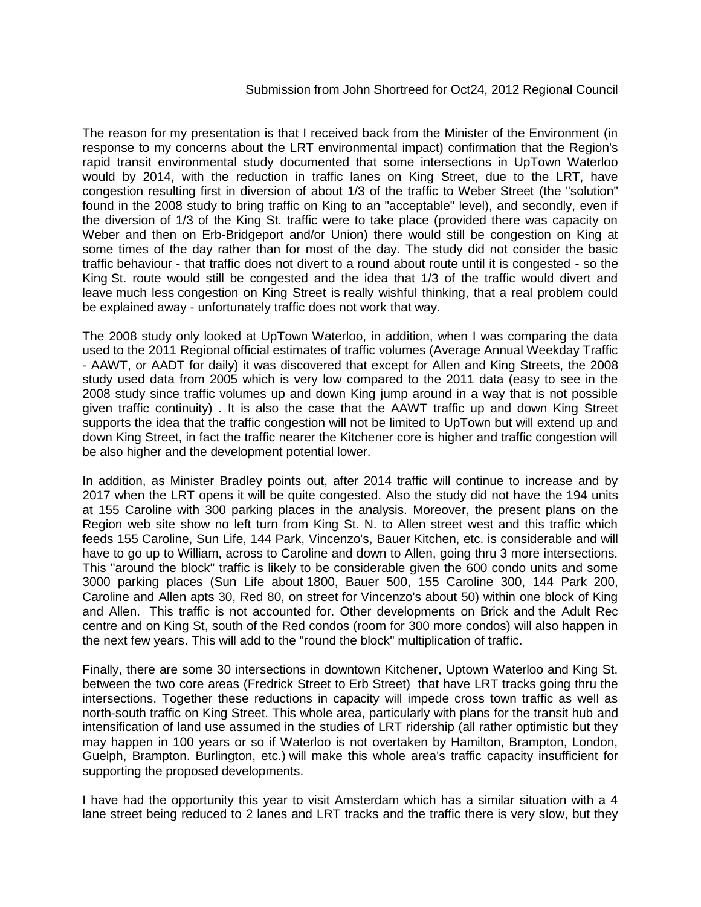Submission from John Shortreed for Oct24, 2012 Regional Council

The reason for my presentation is that I received back from the Minister of the Environment (in response to my concerns about the LRT environmental impact) confirmation that the Region's rapid transit environmental study documented that some intersections in UpTown Waterloo would by 2014, with the reduction in traffic lanes on King Street, due to the LRT, have congestion resulting first in diversion of about 1/3 of the traffic to Weber Street (the "solution" found in the 2008 study to bring traffic on King to an "acceptable" level), and secondly, even if the diversion of 1/3 of the King St. traffic were to take place (provided there was capacity on Weber and then on Erb-Bridgeport and/or Union) there would still be congestion on King at some times of the day rather than for most of the day. The study did not consider the basic traffic behaviour - that traffic does not divert to a round about route until it is congested - so the King St. route would still be congested and the idea that 1/3 of the traffic would divert and leave much less congestion on King Street is really wishful thinking, that a real problem could be explained away - unfortunately traffic does not work that way.

The 2008 study only looked at UpTown Waterloo, in addition, when I was comparing the data used to the 2011 Regional official estimates of traffic volumes (Average Annual Weekday Traffic - AAWT, or AADT for daily) it was discovered that except for Allen and King Streets, the 2008 study used data from 2005 which is very low compared to the 2011 data (easy to see in the 2008 study since traffic volumes up and down King jump around in a way that is not possible given traffic continuity) . It is also the case that the AAWT traffic up and down King Street supports the idea that the traffic congestion will not be limited to UpTown but will extend up and down King Street, in fact the traffic nearer the Kitchener core is higher and traffic congestion will be also higher and the development potential lower.

In addition, as Minister Bradley points out, after 2014 traffic will continue to increase and by 2017 when the LRT opens it will be quite congested. Also the study did not have the 194 units at 155 Caroline with 300 parking places in the analysis. Moreover, the present plans on the Region web site show no left turn from King St. N. to Allen street west and this traffic which feeds 155 Caroline, Sun Life, 144 Park, Vincenzo's, Bauer Kitchen, etc. is considerable and will have to go up to William, across to Caroline and down to Allen, going thru 3 more intersections. This "around the block" traffic is likely to be considerable given the 600 condo units and some 3000 parking places (Sun Life about 1800, Bauer 500, 155 Caroline 300, 144 Park 200, Caroline and Allen apts 30, Red 80, on street for Vincenzo's about 50) within one block of King and Allen. This traffic is not accounted for. Other developments on Brick and the Adult Rec centre and on King St, south of the Red condos (room for 300 more condos) will also happen in the next few years. This will add to the "round the block" multiplication of traffic.

Finally, there are some 30 intersections in downtown Kitchener, Uptown Waterloo and King St. between the two core areas (Fredrick Street to Erb Street) that have LRT tracks going thru the intersections. Together these reductions in capacity will impede cross town traffic as well as north-south traffic on King Street. This whole area, particularly with plans for the transit hub and intensification of land use assumed in the studies of LRT ridership (all rather optimistic but they may happen in 100 years or so if Waterloo is not overtaken by Hamilton, Brampton, London, Guelph, Brampton. Burlington, etc.) will make this whole area's traffic capacity insufficient for supporting the proposed developments.

I have had the opportunity this year to visit Amsterdam which has a similar situation with a 4 lane street being reduced to 2 lanes and LRT tracks and the traffic there is very slow, but they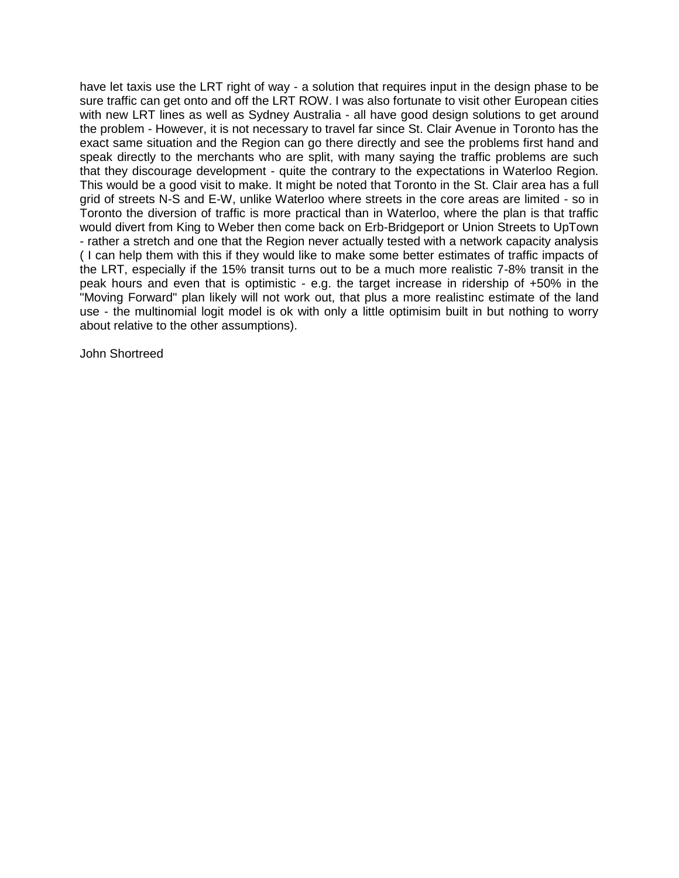have let taxis use the LRT right of way - a solution that requires input in the design phase to be sure traffic can get onto and off the LRT ROW. I was also fortunate to visit other European cities with new LRT lines as well as Sydney Australia - all have good design solutions to get around the problem - However, it is not necessary to travel far since St. Clair Avenue in Toronto has the exact same situation and the Region can go there directly and see the problems first hand and speak directly to the merchants who are split, with many saying the traffic problems are such that they discourage development - quite the contrary to the expectations in Waterloo Region. This would be a good visit to make. It might be noted that Toronto in the St. Clair area has a full grid of streets N-S and E-W, unlike Waterloo where streets in the core areas are limited - so in Toronto the diversion of traffic is more practical than in Waterloo, where the plan is that traffic would divert from King to Weber then come back on Erb-Bridgeport or Union Streets to UpTown - rather a stretch and one that the Region never actually tested with a network capacity analysis ( I can help them with this if they would like to make some better estimates of traffic impacts of the LRT, especially if the 15% transit turns out to be a much more realistic 7-8% transit in the peak hours and even that is optimistic - e.g. the target increase in ridership of +50% in the "Moving Forward" plan likely will not work out, that plus a more realistinc estimate of the land use - the multinomial logit model is ok with only a little optimisim built in but nothing to worry about relative to the other assumptions).

John Shortreed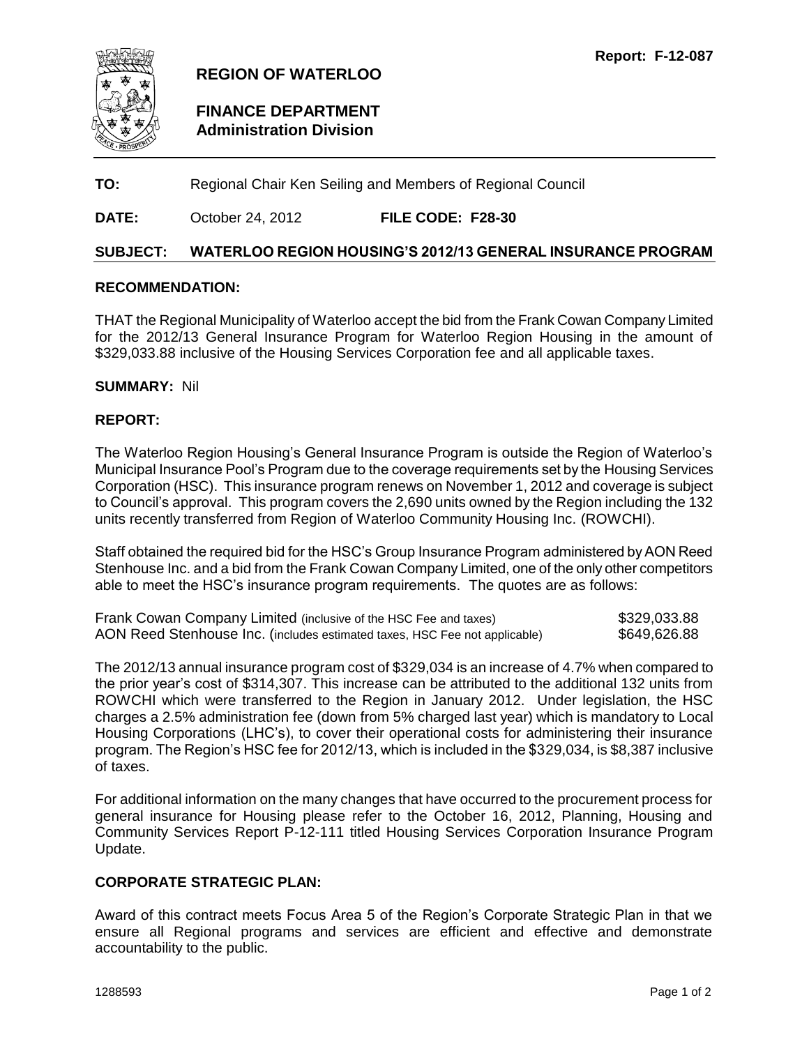Report: F-12-087

# REGION OF WATERLOO

## FINANCE DEPARTMENT
### Administration Division

**TO:** Regional Chair Ken Seiling and Members of Regional Council

**DATE:** October 24, 2012 **FILE CODE: F28-30**

**SUBJECT: WATERLOO REGION HOUSING'S 2012/13 GENERAL INSURANCE PROGRAM**

**RECOMMENDATION:**

THAT the Regional Municipality of Waterloo accept the bid from the Frank Cowan Company Limited for the 2012/13 General Insurance Program for Waterloo Region Housing in the amount of $329,033.88 inclusive of the Housing Services Corporation fee and all applicable taxes.

**SUMMARY:** Nil

**REPORT:**

The Waterloo Region Housing's General Insurance Program is outside the Region of Waterloo's Municipal Insurance Pool's Program due to the coverage requirements set by the Housing Services Corporation (HSC). This insurance program renews on November 1, 2012 and coverage is subject to Council's approval. This program covers the 2,690 units owned by the Region including the 132 units recently transferred from Region of Waterloo Community Housing Inc. (ROWCHI).

Staff obtained the required bid for the HSC's Group Insurance Program administered by AON Reed Stenhouse Inc. and a bid from the Frank Cowan Company Limited, one of the only other competitors able to meet the HSC's insurance program requirements. The quotes are as follows:

| | |
|---|---|
| Frank Cowan Company Limited (inclusive of the HSC Fee and taxes) | $329,033.88 |
| AON Reed Stenhouse Inc. (includes estimated taxes, HSC Fee not applicable) | $649,626.88 |

The 2012/13 annual insurance program cost of $329,034 is an increase of 4.7% when compared to the prior year's cost of $314,307. This increase can be attributed to the additional 132 units from ROWCHI which were transferred to the Region in January 2012. Under legislation, the HSC charges a 2.5% administration fee (down from 5% charged last year) which is mandatory to Local Housing Corporations (LHC's), to cover their operational costs for administering their insurance program. The Region's HSC fee for 2012/13, which is included in the $329,034, is $8,387 inclusive of taxes.

For additional information on the many changes that have occurred to the procurement process for general insurance for Housing please refer to the October 16, 2012, Planning, Housing and Community Services Report P-12-111 titled Housing Services Corporation Insurance Program Update.

**CORPORATE STRATEGIC PLAN:**

Award of this contract meets Focus Area 5 of the Region's Corporate Strategic Plan in that we ensure all Regional programs and services are efficient and effective and demonstrate accountability to the public.

1288593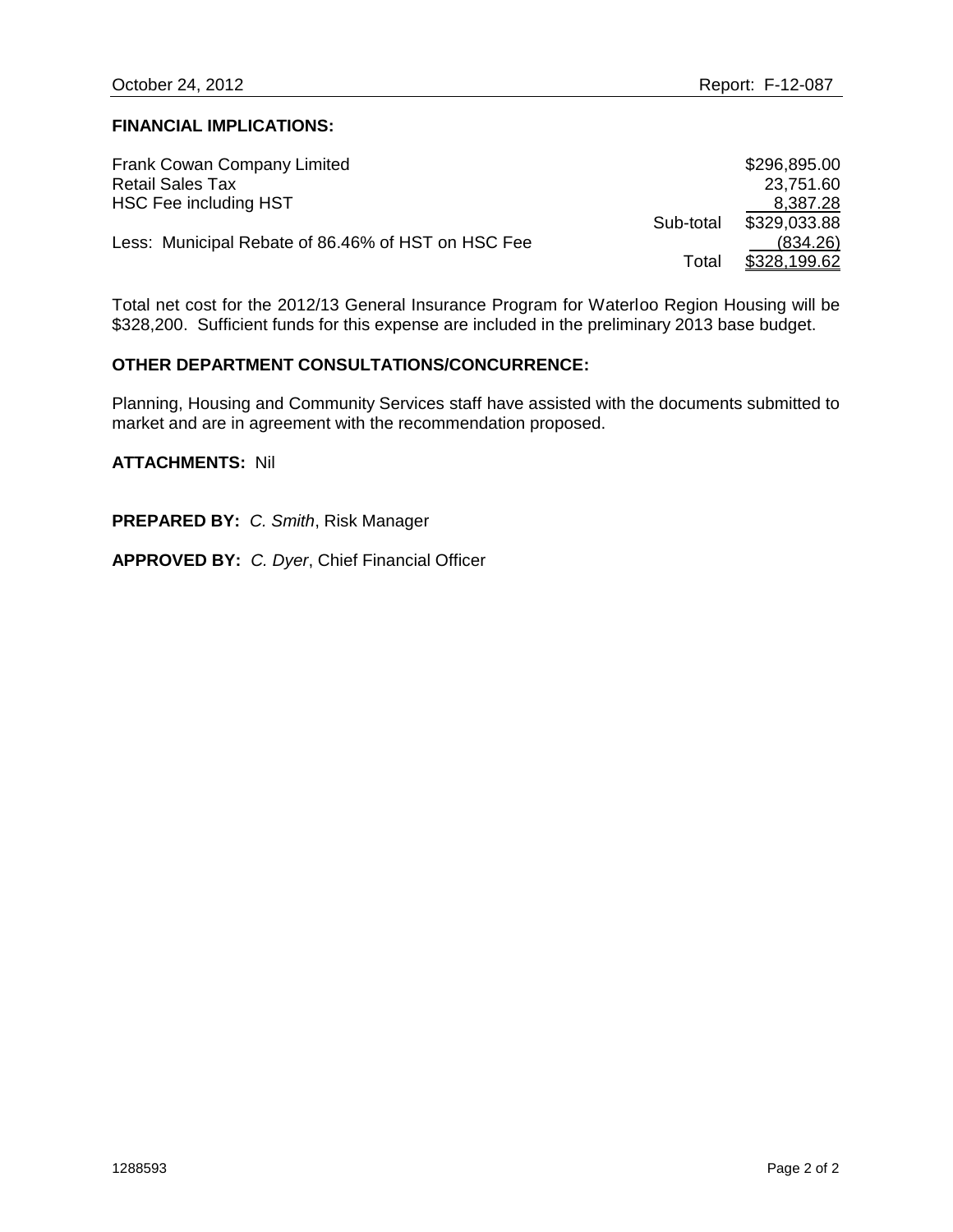**FINANCIAL IMPLICATIONS:**

| | | |
|---|---|---|
| Frank Cowan Company Limited | | $296,895.00 |
| Retail Sales Tax | | 23,751.60 |
| HSC Fee including HST | | 8,387.28 |
| | Sub-total | $329,033.88 |
| Less: Municipal Rebate of 86.46% of HST on HSC Fee | | (834.26) |
| | Total | $328,199.62 |

Total net cost for the 2012/13 General Insurance Program for Waterloo Region Housing will be $328,200. Sufficient funds for this expense are included in the preliminary 2013 base budget.

**OTHER DEPARTMENT CONSULTATIONS/CONCURRENCE:**

Planning, Housing and Community Services staff have assisted with the documents submitted to market and are in agreement with the recommendation proposed.

**ATTACHMENTS:** Nil

**PREPARED BY:** *C. Smith*, Risk Manager

**APPROVED BY:** *C. Dyer*, Chief Financial Officer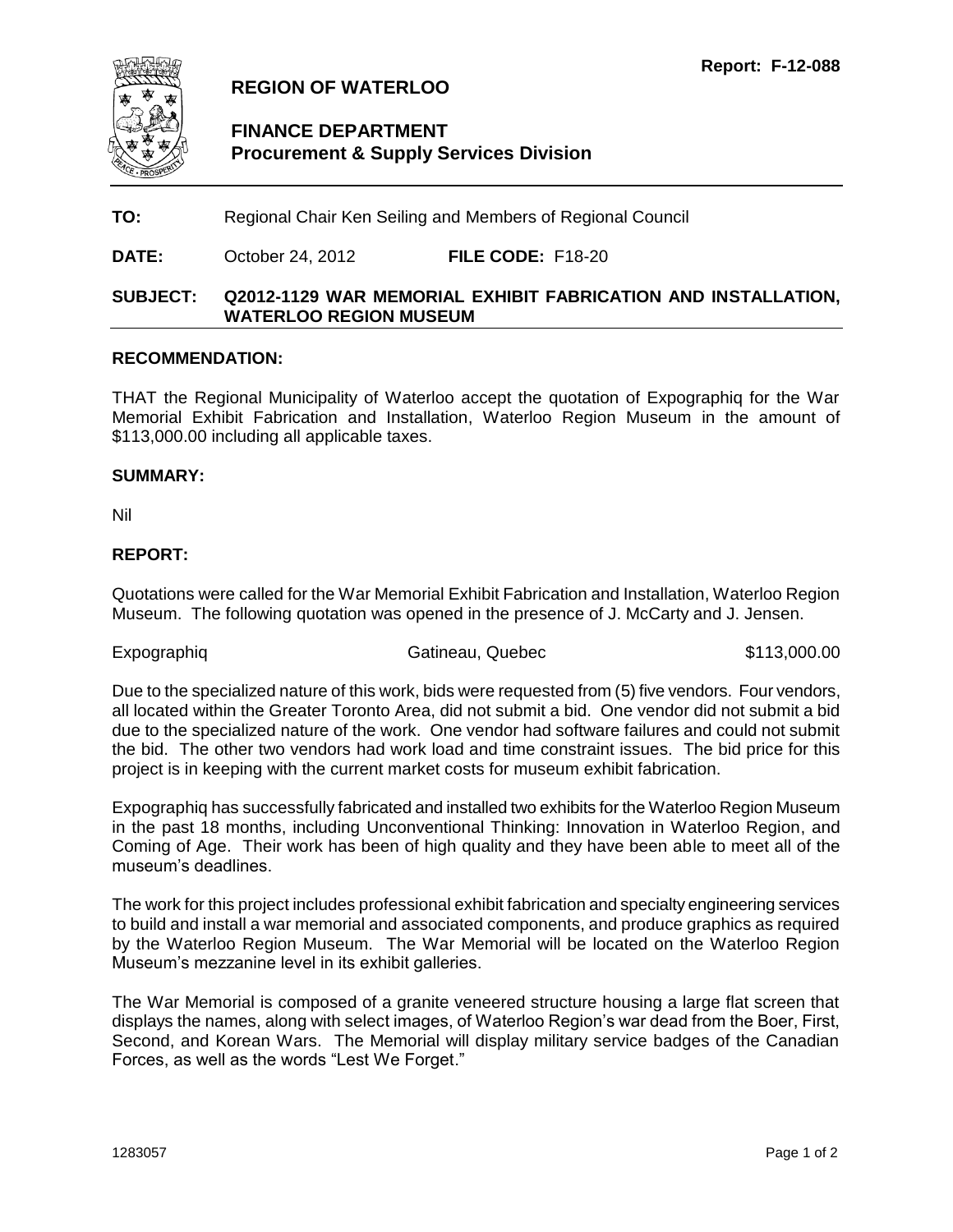**Report: F-12-088**

# REGION OF WATERLOO

## FINANCE DEPARTMENT
## Procurement & Supply Services Division

**TO:** Regional Chair Ken Seiling and Members of Regional Council

**DATE:** October 24, 2012 **FILE CODE:** F18-20

**SUBJECT: Q2012-1129 WAR MEMORIAL EXHIBIT FABRICATION AND INSTALLATION, WATERLOO REGION MUSEUM**

### RECOMMENDATION:

THAT the Regional Municipality of Waterloo accept the quotation of Expographiq for the War Memorial Exhibit Fabrication and Installation, Waterloo Region Museum in the amount of $113,000.00 including all applicable taxes.

### SUMMARY:

Nil

### REPORT:

Quotations were called for the War Memorial Exhibit Fabrication and Installation, Waterloo Region Museum. The following quotation was opened in the presence of J. McCarty and J. Jensen.

| | | |
|---|---|---|
| Expographiq | Gatineau, Quebec | $113,000.00 |

Due to the specialized nature of this work, bids were requested from (5) five vendors. Four vendors, all located within the Greater Toronto Area, did not submit a bid. One vendor did not submit a bid due to the specialized nature of the work. One vendor had software failures and could not submit the bid. The other two vendors had work load and time constraint issues. The bid price for this project is in keeping with the current market costs for museum exhibit fabrication.

Expographiq has successfully fabricated and installed two exhibits for the Waterloo Region Museum in the past 18 months, including Unconventional Thinking: Innovation in Waterloo Region, and Coming of Age. Their work has been of high quality and they have been able to meet all of the museum's deadlines.

The work for this project includes professional exhibit fabrication and specialty engineering services to build and install a war memorial and associated components, and produce graphics as required by the Waterloo Region Museum. The War Memorial will be located on the Waterloo Region Museum's mezzanine level in its exhibit galleries.

The War Memorial is composed of a granite veneered structure housing a large flat screen that displays the names, along with select images, of Waterloo Region's war dead from the Boer, First, Second, and Korean Wars. The Memorial will display military service badges of the Canadian Forces, as well as the words "Lest We Forget."

1283057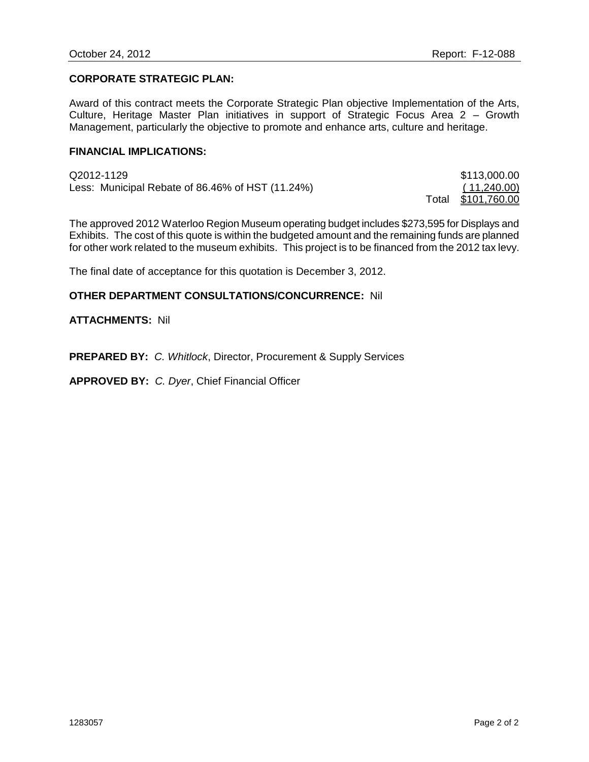**CORPORATE STRATEGIC PLAN:**

Award of this contract meets the Corporate Strategic Plan objective Implementation of the Arts, Culture, Heritage Master Plan initiatives in support of Strategic Focus Area 2 – Growth Management, particularly the objective to promote and enhance arts, culture and heritage.

**FINANCIAL IMPLICATIONS:**

| | |
|---|---|
| Q2012-1129 | $113,000.00 |
| Less: Municipal Rebate of 86.46% of HST (11.24%) | ( 11,240.00) |
| Total | $101,760.00 |

The approved 2012 Waterloo Region Museum operating budget includes $273,595 for Displays and Exhibits. The cost of this quote is within the budgeted amount and the remaining funds are planned for other work related to the museum exhibits. This project is to be financed from the 2012 tax levy.

The final date of acceptance for this quotation is December 3, 2012.

**OTHER DEPARTMENT CONSULTATIONS/CONCURRENCE:** Nil

**ATTACHMENTS:** Nil

**PREPARED BY:** *C. Whitlock*, Director, Procurement & Supply Services

**APPROVED BY:** *C. Dyer*, Chief Financial Officer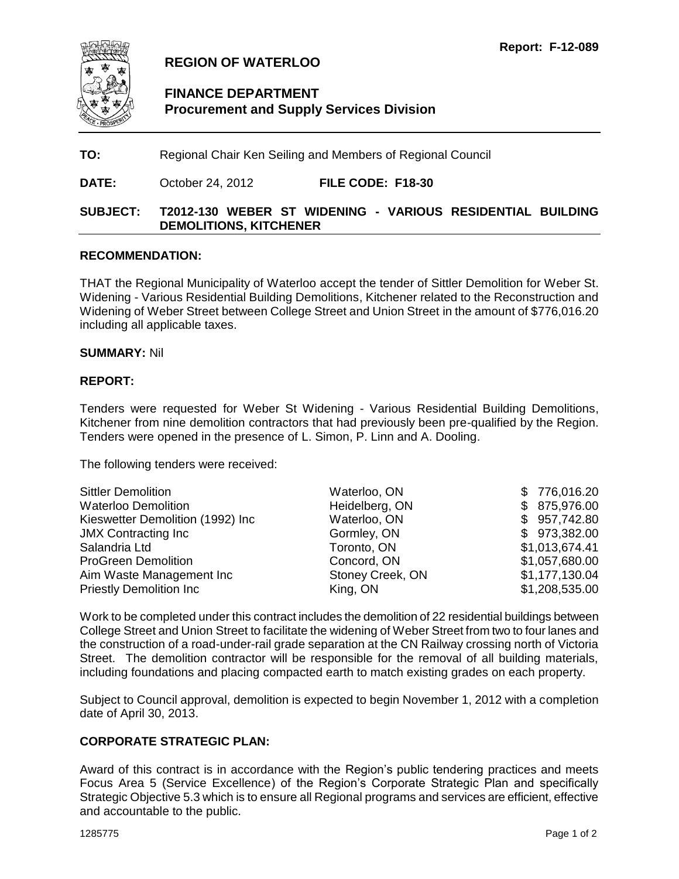**Report: F-12-089**

# REGION OF WATERLOO

## FINANCE DEPARTMENT
### Procurement and Supply Services Division

**TO:** Regional Chair Ken Seiling and Members of Regional Council

**DATE:** October 24, 2012 **FILE CODE: F18-30**

**SUBJECT: T2012-130 WEBER ST WIDENING - VARIOUS RESIDENTIAL BUILDING DEMOLITIONS, KITCHENER**

**RECOMMENDATION:**

THAT the Regional Municipality of Waterloo accept the tender of Sittler Demolition for Weber St. Widening - Various Residential Building Demolitions, Kitchener related to the Reconstruction and Widening of Weber Street between College Street and Union Street in the amount of $776,016.20 including all applicable taxes.

**SUMMARY:** Nil

**REPORT:**

Tenders were requested for Weber St Widening - Various Residential Building Demolitions, Kitchener from nine demolition contractors that had previously been pre-qualified by the Region. Tenders were opened in the presence of L. Simon, P. Linn and A. Dooling.

The following tenders were received:

| | | |
|---|---|---|
| Sittler Demolition | Waterloo, ON | $ 776,016.20 |
| Waterloo Demolition | Heidelberg, ON | $ 875,976.00 |
| Kieswetter Demolition (1992) Inc | Waterloo, ON | $ 957,742.80 |
| JMX Contracting Inc | Gormley, ON | $ 973,382.00 |
| Salandria Ltd | Toronto, ON | $1,013,674.41 |
| ProGreen Demolition | Concord, ON | $1,057,680.00 |
| Aim Waste Management Inc | Stoney Creek, ON | $1,177,130.04 |
| Priestly Demolition Inc | King, ON | $1,208,535.00 |

Work to be completed under this contract includes the demolition of 22 residential buildings between College Street and Union Street to facilitate the widening of Weber Street from two to four lanes and the construction of a road-under-rail grade separation at the CN Railway crossing north of Victoria Street. The demolition contractor will be responsible for the removal of all building materials, including foundations and placing compacted earth to match existing grades on each property.

Subject to Council approval, demolition is expected to begin November 1, 2012 with a completion date of April 30, 2013.

**CORPORATE STRATEGIC PLAN:**

Award of this contract is in accordance with the Region's public tendering practices and meets Focus Area 5 (Service Excellence) of the Region's Corporate Strategic Plan and specifically Strategic Objective 5.3 which is to ensure all Regional programs and services are efficient, effective and accountable to the public.

1285775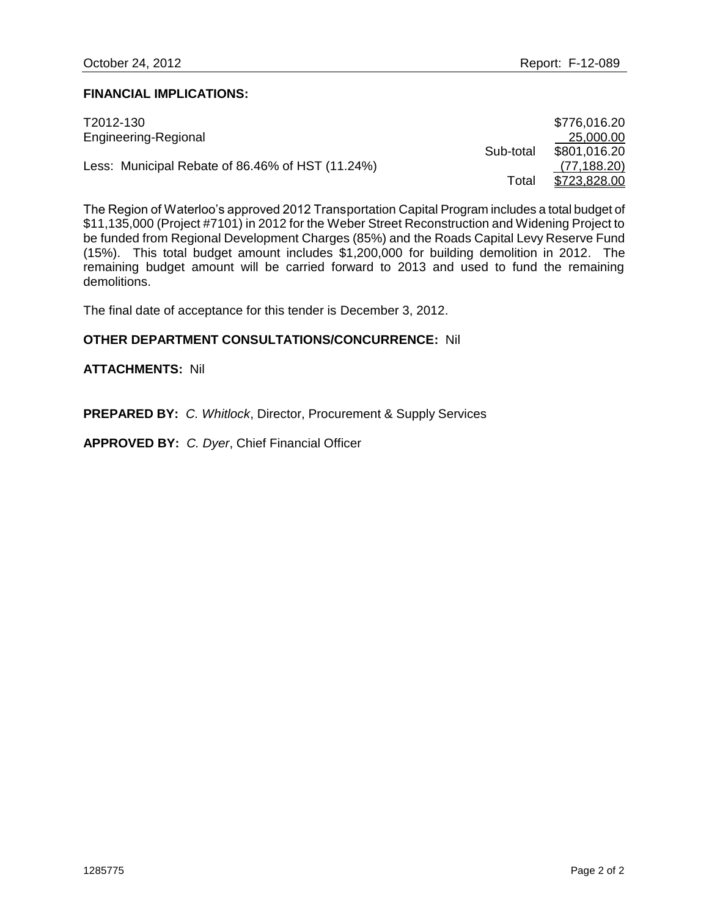**FINANCIAL IMPLICATIONS:**

| | | |
|---|---|---|
| T2012-130 | | $776,016.20 |
| Engineering-Regional | | 25,000.00 |
| | Sub-total | $801,016.20 |
| Less: Municipal Rebate of 86.46% of HST (11.24%) | | (77,188.20) |
| | Total | $723,828.00 |

The Region of Waterloo's approved 2012 Transportation Capital Program includes a total budget of $11,135,000 (Project #7101) in 2012 for the Weber Street Reconstruction and Widening Project to be funded from Regional Development Charges (85%) and the Roads Capital Levy Reserve Fund (15%). This total budget amount includes $1,200,000 for building demolition in 2012. The remaining budget amount will be carried forward to 2013 and used to fund the remaining demolitions.

The final date of acceptance for this tender is December 3, 2012.

**OTHER DEPARTMENT CONSULTATIONS/CONCURRENCE:** Nil

**ATTACHMENTS:** Nil

**PREPARED BY:** *C. Whitlock*, Director, Procurement & Supply Services

**APPROVED BY:** *C. Dyer*, Chief Financial Officer

1285775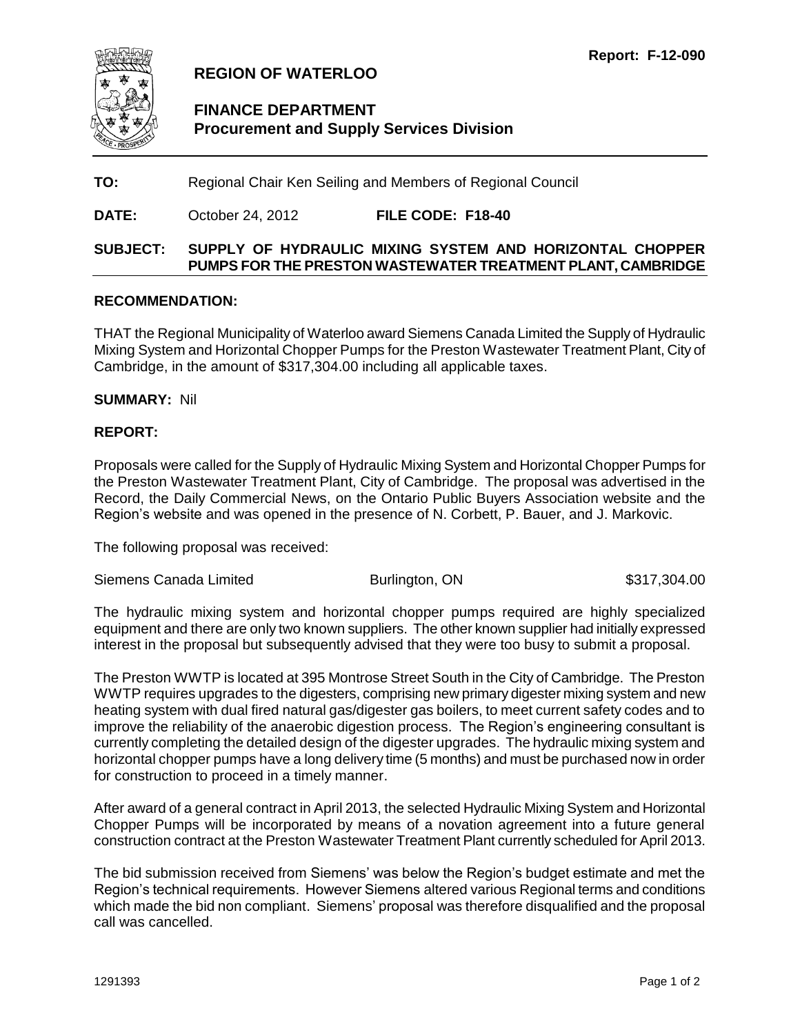Report: F-12-090

# REGION OF WATERLOO

## FINANCE DEPARTMENT
**Procurement and Supply Services Division**

**TO:** Regional Chair Ken Seiling and Members of Regional Council

**DATE:** October 24, 2012 **FILE CODE: F18-40**

**SUBJECT: SUPPLY OF HYDRAULIC MIXING SYSTEM AND HORIZONTAL CHOPPER PUMPS FOR THE PRESTON WASTEWATER TREATMENT PLANT, CAMBRIDGE**

**RECOMMENDATION:**

THAT the Regional Municipality of Waterloo award Siemens Canada Limited the Supply of Hydraulic Mixing System and Horizontal Chopper Pumps for the Preston Wastewater Treatment Plant, City of Cambridge, in the amount of $317,304.00 including all applicable taxes.

**SUMMARY:** Nil

**REPORT:**

Proposals were called for the Supply of Hydraulic Mixing System and Horizontal Chopper Pumps for the Preston Wastewater Treatment Plant, City of Cambridge. The proposal was advertised in the Record, the Daily Commercial News, on the Ontario Public Buyers Association website and the Region's website and was opened in the presence of N. Corbett, P. Bauer, and J. Markovic.

The following proposal was received:

| | | |
|---|---|---|
| Siemens Canada Limited | Burlington, ON | $317,304.00 |

The hydraulic mixing system and horizontal chopper pumps required are highly specialized equipment and there are only two known suppliers. The other known supplier had initially expressed interest in the proposal but subsequently advised that they were too busy to submit a proposal.

The Preston WWTP is located at 395 Montrose Street South in the City of Cambridge. The Preston WWTP requires upgrades to the digesters, comprising new primary digester mixing system and new heating system with dual fired natural gas/digester gas boilers, to meet current safety codes and to improve the reliability of the anaerobic digestion process. The Region's engineering consultant is currently completing the detailed design of the digester upgrades. The hydraulic mixing system and horizontal chopper pumps have a long delivery time (5 months) and must be purchased now in order for construction to proceed in a timely manner.

After award of a general contract in April 2013, the selected Hydraulic Mixing System and Horizontal Chopper Pumps will be incorporated by means of a novation agreement into a future general construction contract at the Preston Wastewater Treatment Plant currently scheduled for April 2013.

The bid submission received from Siemens' was below the Region's budget estimate and met the Region's technical requirements. However Siemens altered various Regional terms and conditions which made the bid non compliant. Siemens' proposal was therefore disqualified and the proposal call was cancelled.

1291393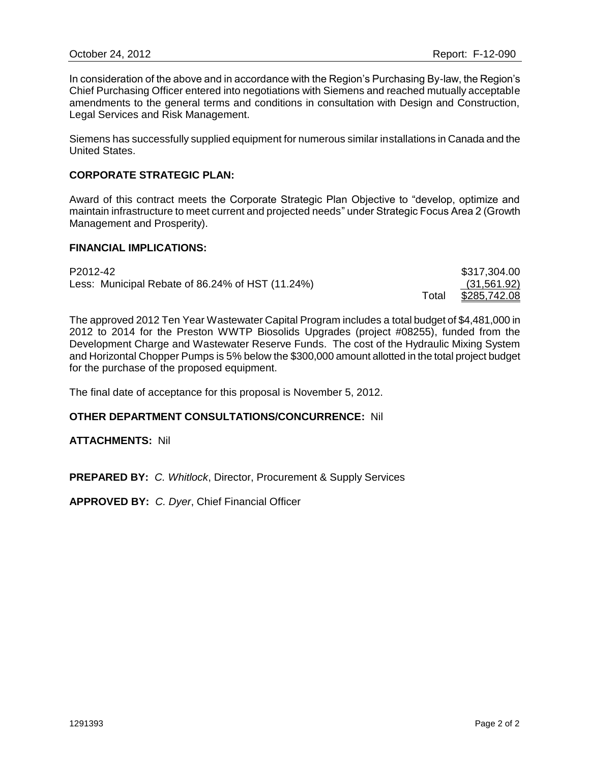In consideration of the above and in accordance with the Region's Purchasing By-law, the Region's Chief Purchasing Officer entered into negotiations with Siemens and reached mutually acceptable amendments to the general terms and conditions in consultation with Design and Construction, Legal Services and Risk Management.

Siemens has successfully supplied equipment for numerous similar installations in Canada and the United States.

**CORPORATE STRATEGIC PLAN:**

Award of this contract meets the Corporate Strategic Plan Objective to "develop, optimize and maintain infrastructure to meet current and projected needs" under Strategic Focus Area 2 (Growth Management and Prosperity).

**FINANCIAL IMPLICATIONS:**

| | | |
|---|---|---|
| P2012-42 | | \$317,304.00 |
| Less: Municipal Rebate of 86.24% of HST (11.24%) | | (31,561.92) |
| | Total | \$285,742.08 |

The approved 2012 Ten Year Wastewater Capital Program includes a total budget of \$4,481,000 in 2012 to 2014 for the Preston WWTP Biosolids Upgrades (project #08255), funded from the Development Charge and Wastewater Reserve Funds. The cost of the Hydraulic Mixing System and Horizontal Chopper Pumps is 5% below the \$300,000 amount allotted in the total project budget for the purchase of the proposed equipment.

The final date of acceptance for this proposal is November 5, 2012.

**OTHER DEPARTMENT CONSULTATIONS/CONCURRENCE:** Nil

**ATTACHMENTS:** Nil

**PREPARED BY:** *C. Whitlock*, Director, Procurement & Supply Services

**APPROVED BY:** *C. Dyer*, Chief Financial Officer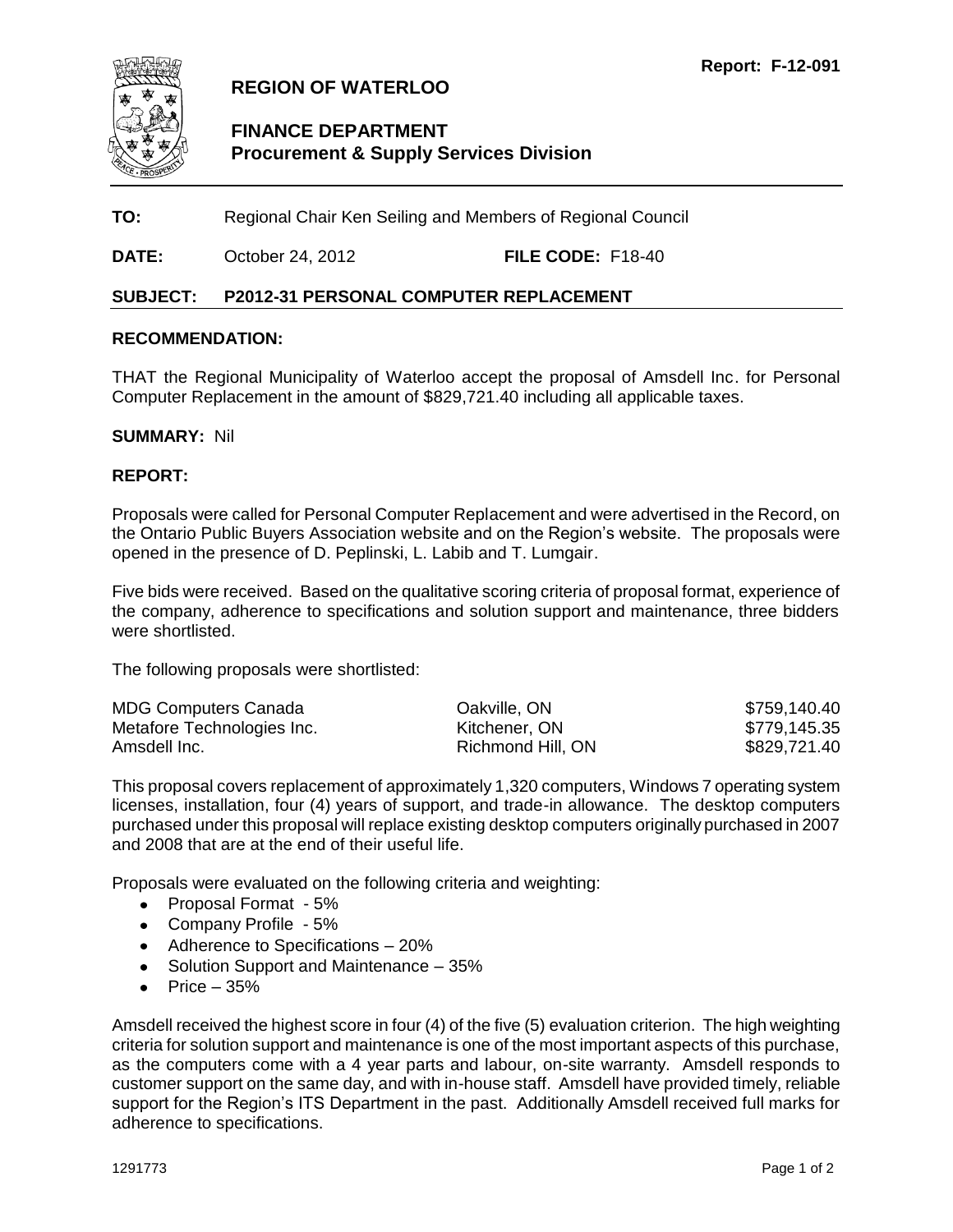**Report: F-12-091**

# REGION OF WATERLOO

## FINANCE DEPARTMENT
### Procurement & Supply Services Division

**TO:** Regional Chair Ken Seiling and Members of Regional Council

**DATE:** October 24, 2012 **FILE CODE:** F18-40

**SUBJECT: P2012-31 PERSONAL COMPUTER REPLACEMENT**

**RECOMMENDATION:**

THAT the Regional Municipality of Waterloo accept the proposal of Amsdell Inc. for Personal Computer Replacement in the amount of $829,721.40 including all applicable taxes.

**SUMMARY:** Nil

**REPORT:**

Proposals were called for Personal Computer Replacement and were advertised in the Record, on the Ontario Public Buyers Association website and on the Region's website. The proposals were opened in the presence of D. Peplinski, L. Labib and T. Lumgair.

Five bids were received. Based on the qualitative scoring criteria of proposal format, experience of the company, adherence to specifications and solution support and maintenance, three bidders were shortlisted.

The following proposals were shortlisted:

| | | |
|---|---|---|
| MDG Computers Canada | Oakville, ON | $759,140.40 |
| Metafore Technologies Inc. | Kitchener, ON | $779,145.35 |
| Amsdell Inc. | Richmond Hill, ON | $829,721.40 |

This proposal covers replacement of approximately 1,320 computers, Windows 7 operating system licenses, installation, four (4) years of support, and trade-in allowance. The desktop computers purchased under this proposal will replace existing desktop computers originally purchased in 2007 and 2008 that are at the end of their useful life.

Proposals were evaluated on the following criteria and weighting:

- Proposal Format - 5%
- Company Profile - 5%
- Adherence to Specifications – 20%
- Solution Support and Maintenance – 35%
- Price – 35%

Amsdell received the highest score in four (4) of the five (5) evaluation criterion. The high weighting criteria for solution support and maintenance is one of the most important aspects of this purchase, as the computers come with a 4 year parts and labour, on-site warranty. Amsdell responds to customer support on the same day, and with in-house staff. Amsdell have provided timely, reliable support for the Region's ITS Department in the past. Additionally Amsdell received full marks for adherence to specifications.

1291773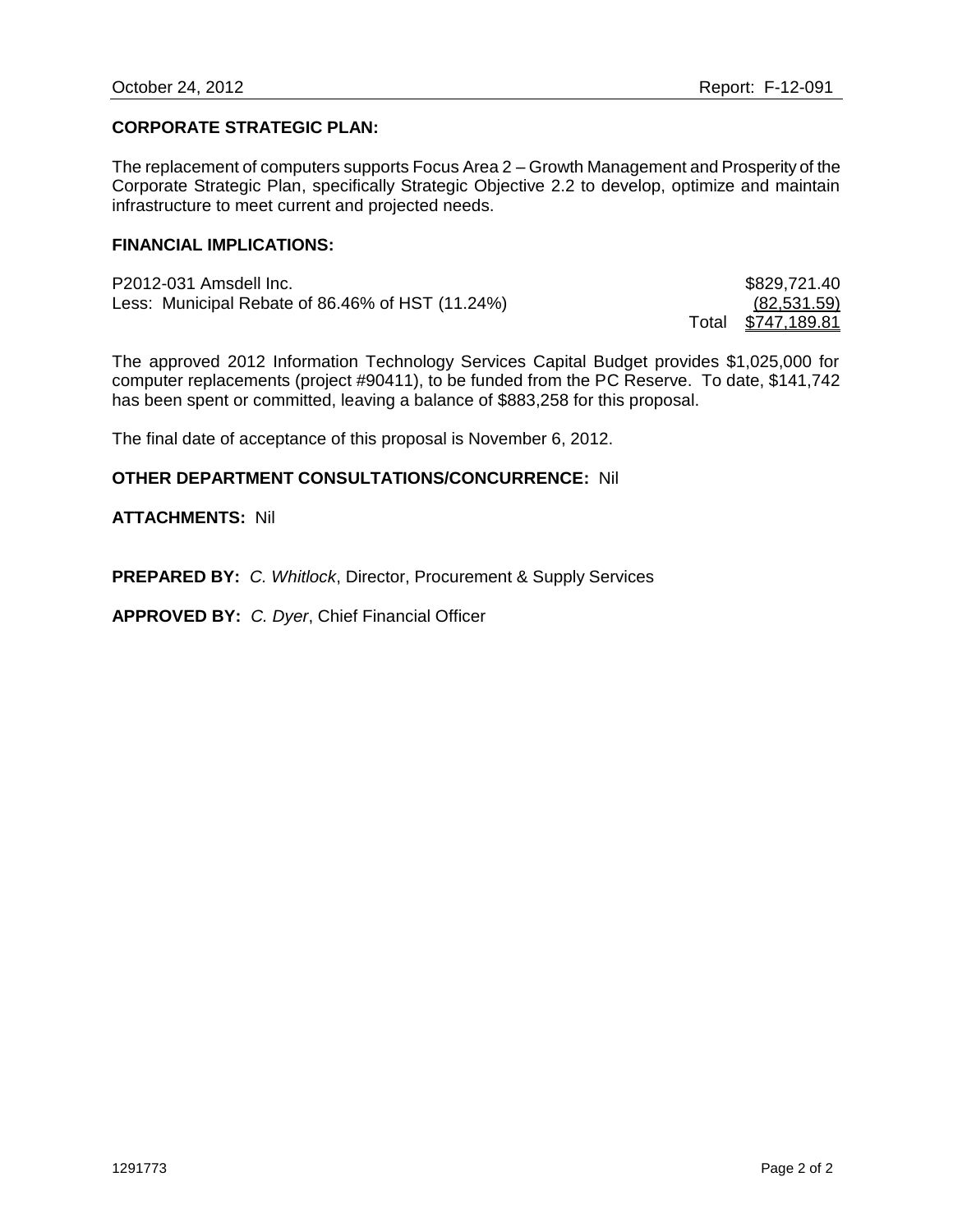## CORPORATE STRATEGIC PLAN:

The replacement of computers supports Focus Area 2 – Growth Management and Prosperity of the Corporate Strategic Plan, specifically Strategic Objective 2.2 to develop, optimize and maintain infrastructure to meet current and projected needs.

## FINANCIAL IMPLICATIONS:

| | | |
|---|---|---|
| P2012-031 Amsdell Inc. | | $829,721.40 |
| Less: Municipal Rebate of 86.46% of HST (11.24%) | | (82,531.59) |
| | Total | $747,189.81 |

The approved 2012 Information Technology Services Capital Budget provides $1,025,000 for computer replacements (project #90411), to be funded from the PC Reserve. To date, $141,742 has been spent or committed, leaving a balance of $883,258 for this proposal.

The final date of acceptance of this proposal is November 6, 2012.

**OTHER DEPARTMENT CONSULTATIONS/CONCURRENCE:** Nil

**ATTACHMENTS:** Nil

**PREPARED BY:** *C. Whitlock*, Director, Procurement & Supply Services

**APPROVED BY:** *C. Dyer*, Chief Financial Officer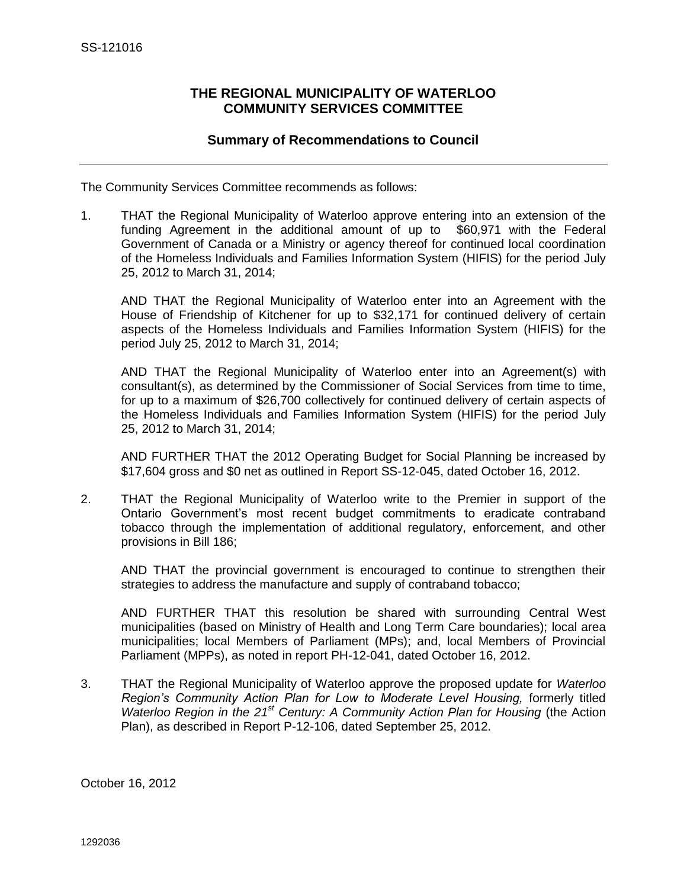SS-121016

## THE REGIONAL MUNICIPALITY OF WATERLOO COMMUNITY SERVICES COMMITTEE

### Summary of Recommendations to Council

---

The Community Services Committee recommends as follows:

1. THAT the Regional Municipality of Waterloo approve entering into an extension of the funding Agreement in the additional amount of up to $60,971 with the Federal Government of Canada or a Ministry or agency thereof for continued local coordination of the Homeless Individuals and Families Information System (HIFIS) for the period July 25, 2012 to March 31, 2014;

   AND THAT the Regional Municipality of Waterloo enter into an Agreement with the House of Friendship of Kitchener for up to $32,171 for continued delivery of certain aspects of the Homeless Individuals and Families Information System (HIFIS) for the period July 25, 2012 to March 31, 2014;

   AND THAT the Regional Municipality of Waterloo enter into an Agreement(s) with consultant(s), as determined by the Commissioner of Social Services from time to time, for up to a maximum of $26,700 collectively for continued delivery of certain aspects of the Homeless Individuals and Families Information System (HIFIS) for the period July 25, 2012 to March 31, 2014;

   AND FURTHER THAT the 2012 Operating Budget for Social Planning be increased by $17,604 gross and $0 net as outlined in Report SS-12-045, dated October 16, 2012.

2. THAT the Regional Municipality of Waterloo write to the Premier in support of the Ontario Government's most recent budget commitments to eradicate contraband tobacco through the implementation of additional regulatory, enforcement, and other provisions in Bill 186;

   AND THAT the provincial government is encouraged to continue to strengthen their strategies to address the manufacture and supply of contraband tobacco;

   AND FURTHER THAT this resolution be shared with surrounding Central West municipalities (based on Ministry of Health and Long Term Care boundaries); local area municipalities; local Members of Parliament (MPs); and, local Members of Provincial Parliament (MPPs), as noted in report PH-12-041, dated October 16, 2012.

3. THAT the Regional Municipality of Waterloo approve the proposed update for *Waterloo Region's Community Action Plan for Low to Moderate Level Housing,* formerly titled *Waterloo Region in the 21st Century: A Community Action Plan for Housing* (the Action Plan), as described in Report P-12-106, dated September 25, 2012.

October 16, 2012

1292036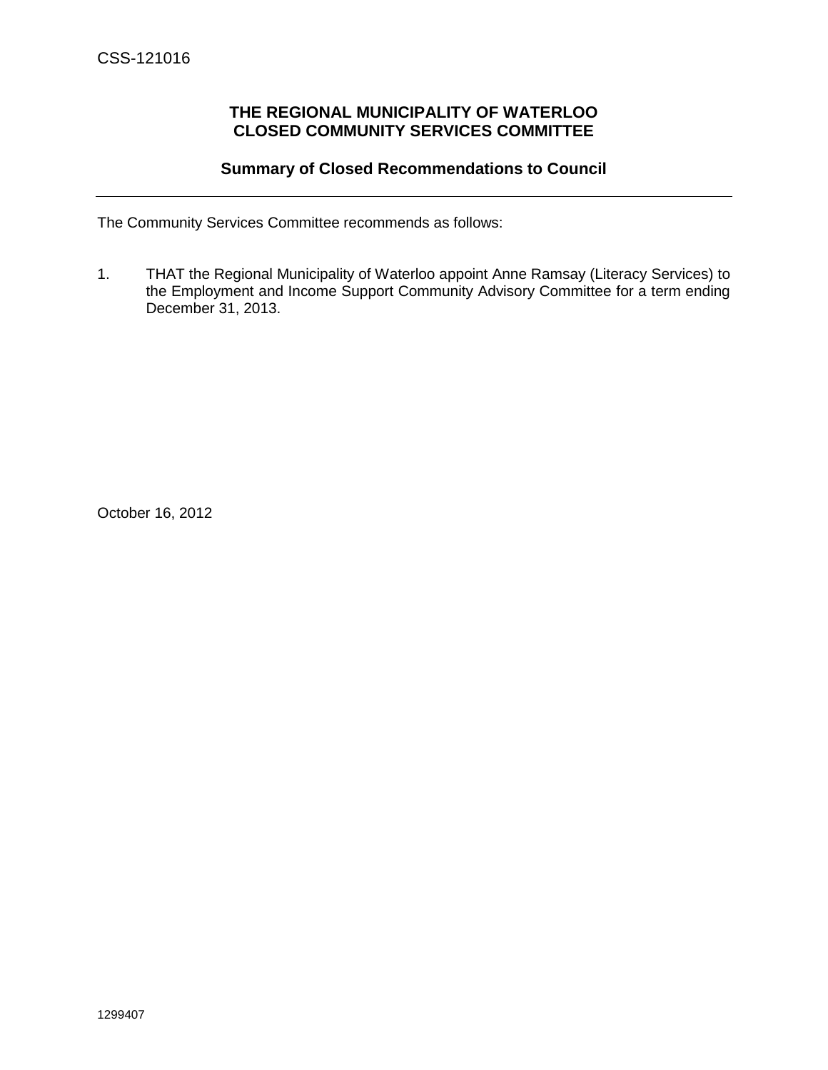CSS-121016

**THE REGIONAL MUNICIPALITY OF WATERLOO**
**CLOSED COMMUNITY SERVICES COMMITTEE**

**Summary of Closed Recommendations to Council**

---

The Community Services Committee recommends as follows:

1. THAT the Regional Municipality of Waterloo appoint Anne Ramsay (Literacy Services) to the Employment and Income Support Community Advisory Committee for a term ending December 31, 2013.

October 16, 2012

1299407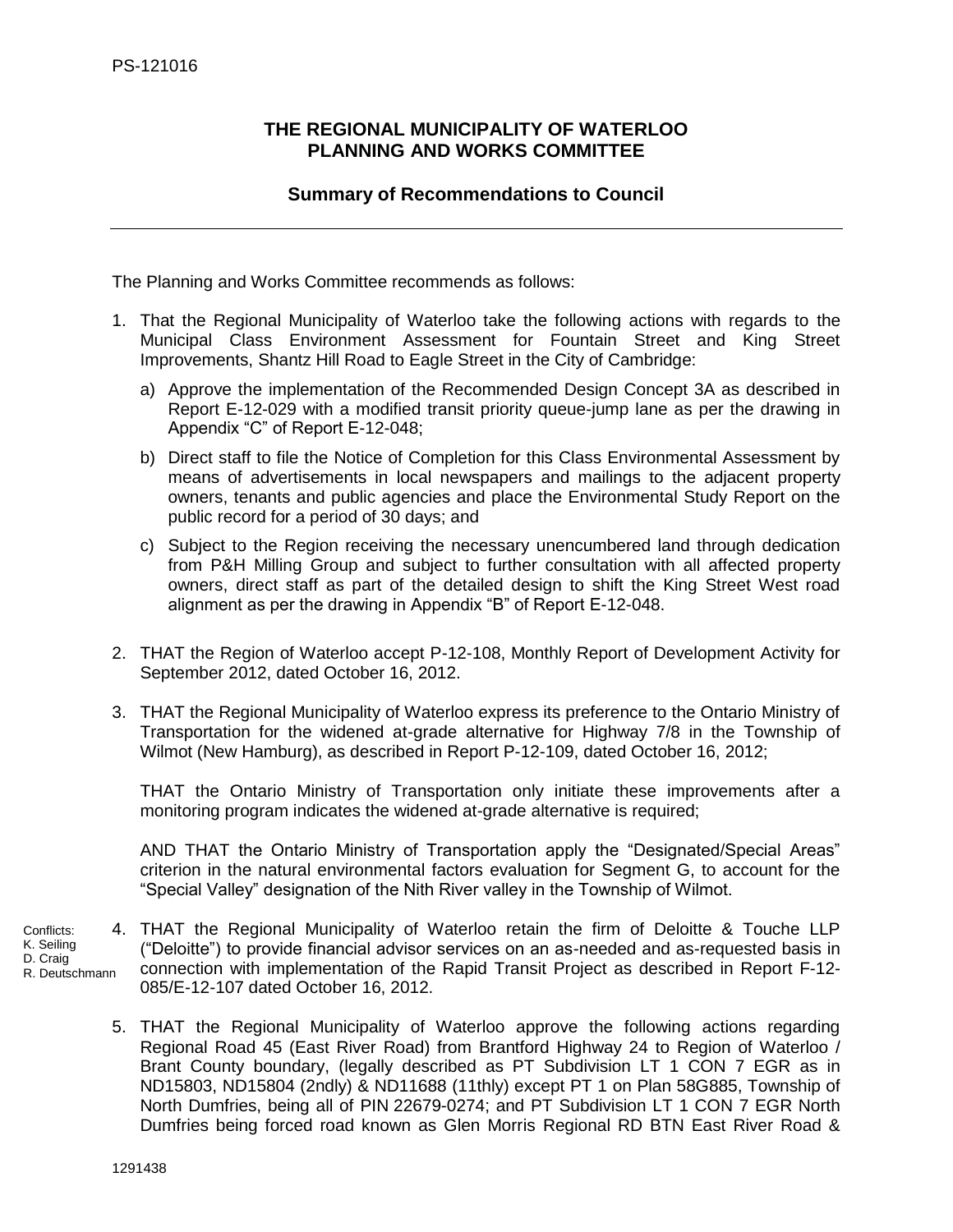PS-121016

**THE REGIONAL MUNICIPALITY OF WATERLOO**
**PLANNING AND WORKS COMMITTEE**

**Summary of Recommendations to Council**

---

The Planning and Works Committee recommends as follows:

1. That the Regional Municipality of Waterloo take the following actions with regards to the Municipal Class Environment Assessment for Fountain Street and King Street Improvements, Shantz Hill Road to Eagle Street in the City of Cambridge:

   a) Approve the implementation of the Recommended Design Concept 3A as described in Report E-12-029 with a modified transit priority queue-jump lane as per the drawing in Appendix "C" of Report E-12-048;

   b) Direct staff to file the Notice of Completion for this Class Environmental Assessment by means of advertisements in local newspapers and mailings to the adjacent property owners, tenants and public agencies and place the Environmental Study Report on the public record for a period of 30 days; and

   c) Subject to the Region receiving the necessary unencumbered land through dedication from P&H Milling Group and subject to further consultation with all affected property owners, direct staff as part of the detailed design to shift the King Street West road alignment as per the drawing in Appendix "B" of Report E-12-048.

2. THAT the Region of Waterloo accept P-12-108, Monthly Report of Development Activity for September 2012, dated October 16, 2012.

3. THAT the Regional Municipality of Waterloo express its preference to the Ontario Ministry of Transportation for the widened at-grade alternative for Highway 7/8 in the Township of Wilmot (New Hamburg), as described in Report P-12-109, dated October 16, 2012;

   THAT the Ontario Ministry of Transportation only initiate these improvements after a monitoring program indicates the widened at-grade alternative is required;

   AND THAT the Ontario Ministry of Transportation apply the "Designated/Special Areas" criterion in the natural environmental factors evaluation for Segment G, to account for the "Special Valley" designation of the Nith River valley in the Township of Wilmot.

Conflicts:
K. Seiling
D. Craig
R. Deutschmann

4. THAT the Regional Municipality of Waterloo retain the firm of Deloitte & Touche LLP ("Deloitte") to provide financial advisor services on an as-needed and as-requested basis in connection with implementation of the Rapid Transit Project as described in Report F-12-085/E-12-107 dated October 16, 2012.

5. THAT the Regional Municipality of Waterloo approve the following actions regarding Regional Road 45 (East River Road) from Brantford Highway 24 to Region of Waterloo / Brant County boundary, (legally described as PT Subdivision LT 1 CON 7 EGR as in ND15803, ND15804 (2ndly) & ND11688 (11thly) except PT 1 on Plan 58G885, Township of North Dumfries, being all of PIN 22679-0274; and PT Subdivision LT 1 CON 7 EGR North Dumfries being forced road known as Glen Morris Regional RD BTN East River Road &

1291438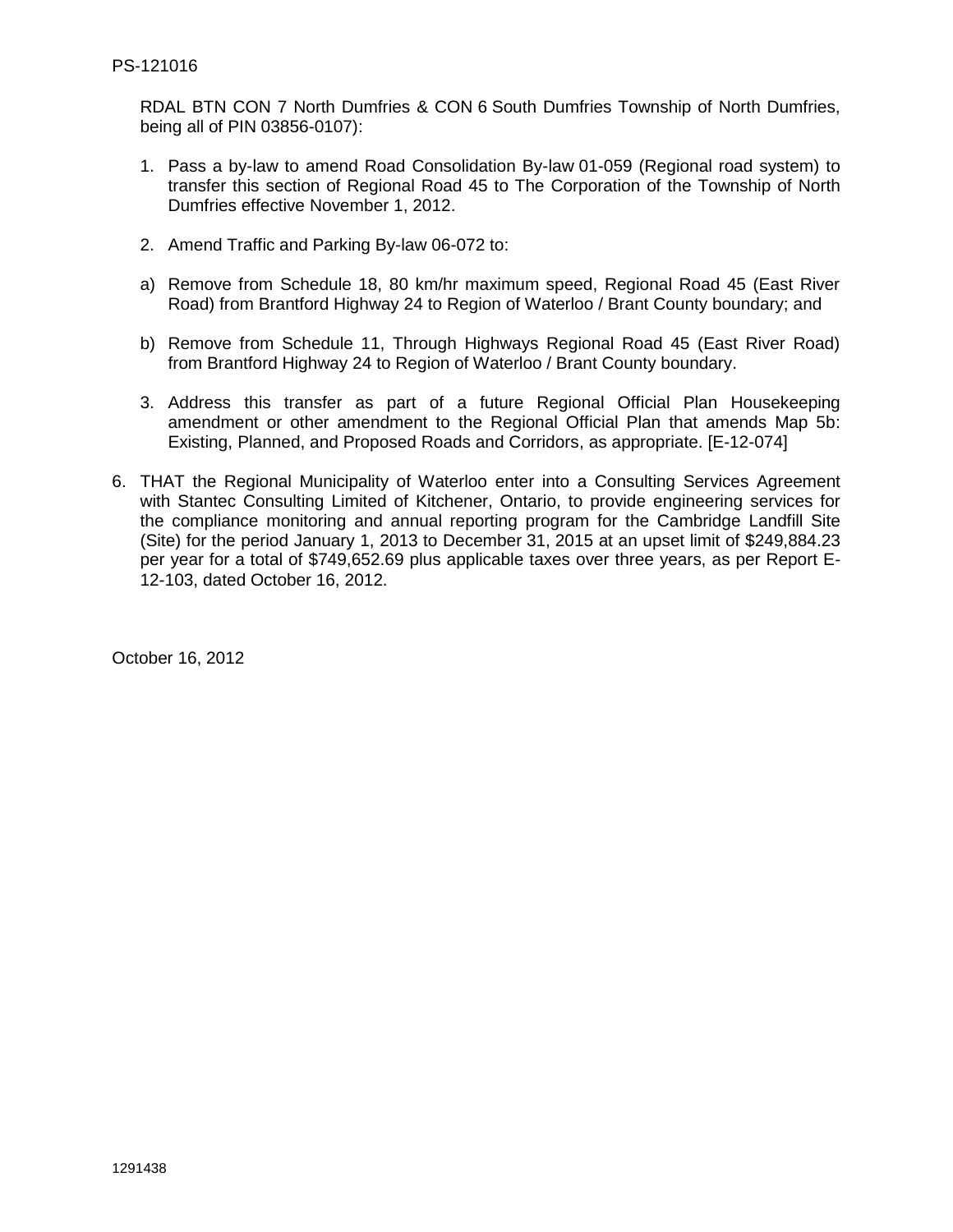RDAL BTN CON 7 North Dumfries & CON 6 South Dumfries Township of North Dumfries, being all of PIN 03856-0107):

1. Pass a by-law to amend Road Consolidation By-law 01-059 (Regional road system) to transfer this section of Regional Road 45 to The Corporation of the Township of North Dumfries effective November 1, 2012.

2. Amend Traffic and Parking By-law 06-072 to:

a) Remove from Schedule 18, 80 km/hr maximum speed, Regional Road 45 (East River Road) from Brantford Highway 24 to Region of Waterloo / Brant County boundary; and

b) Remove from Schedule 11, Through Highways Regional Road 45 (East River Road) from Brantford Highway 24 to Region of Waterloo / Brant County boundary.

3. Address this transfer as part of a future Regional Official Plan Housekeeping amendment or other amendment to the Regional Official Plan that amends Map 5b: Existing, Planned, and Proposed Roads and Corridors, as appropriate. [E-12-074]

6. THAT the Regional Municipality of Waterloo enter into a Consulting Services Agreement with Stantec Consulting Limited of Kitchener, Ontario, to provide engineering services for the compliance monitoring and annual reporting program for the Cambridge Landfill Site (Site) for the period January 1, 2013 to December 31, 2015 at an upset limit of $249,884.23 per year for a total of $749,652.69 plus applicable taxes over three years, as per Report E-12-103, dated October 16, 2012.

October 16, 2012